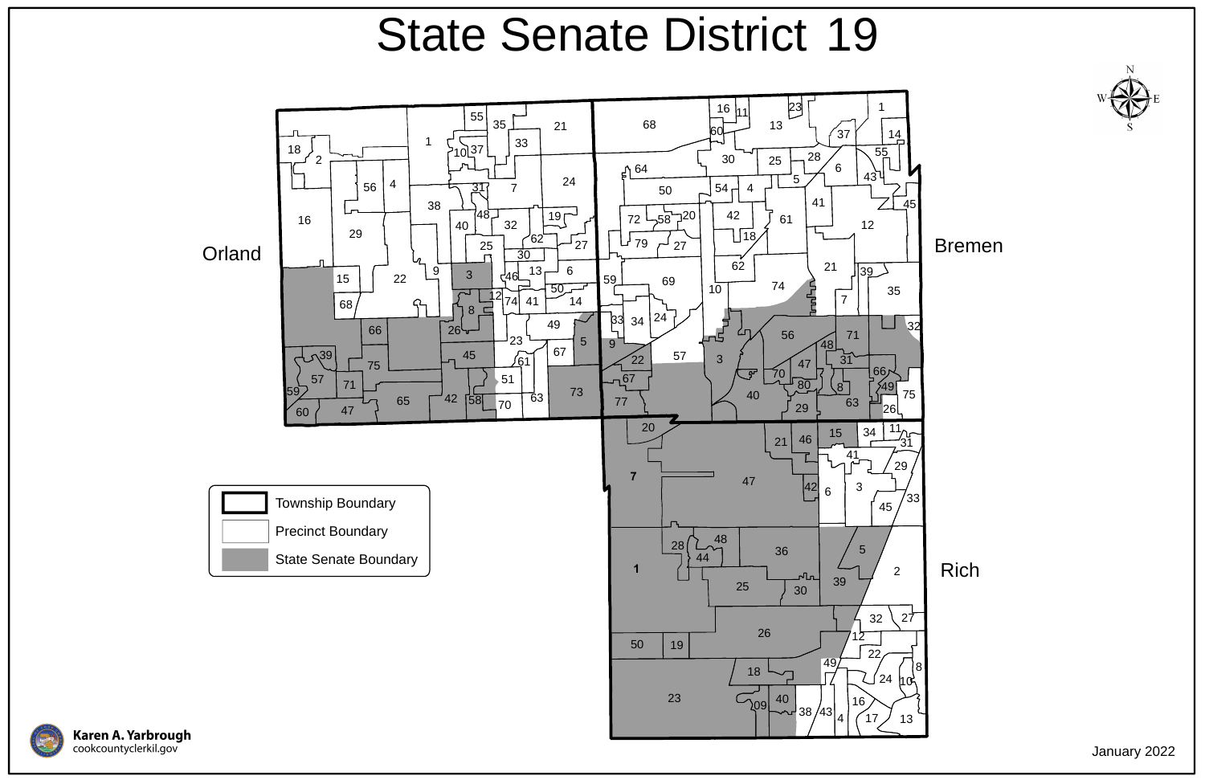# State Senate District 19

Orland

Bremen

Rich

Township Boundary

Precinct Boundary

State Senate Boundary

Karen A. Yarbrough

cookcountyclerkil.gov

January 2022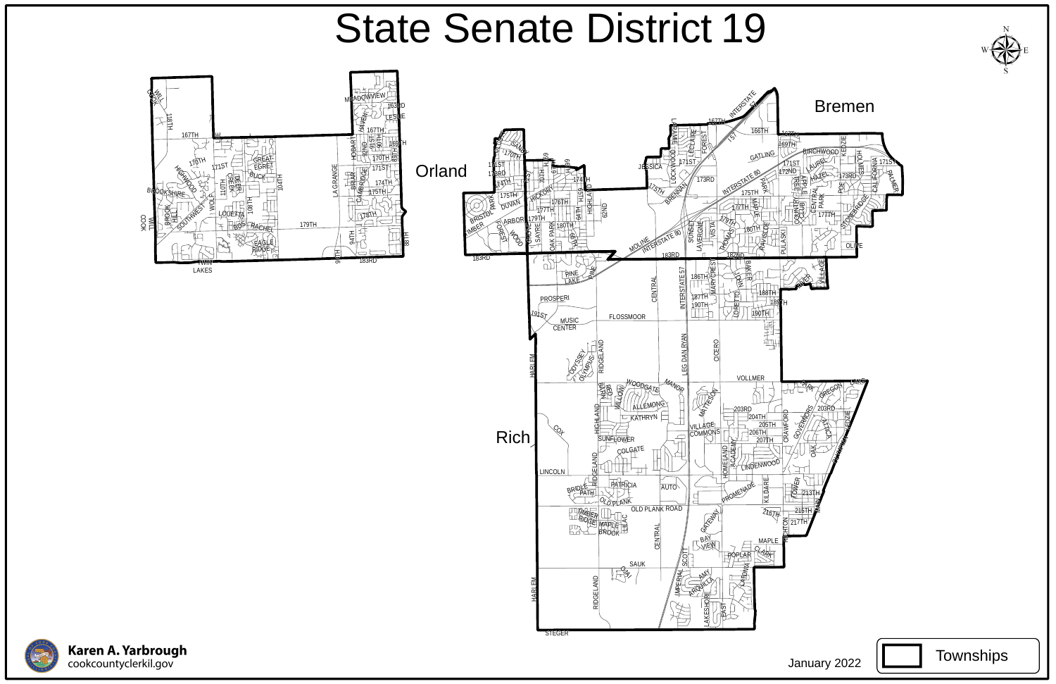# State Senate District 19

Orland

Bremen

Rich

Townships

Karen A. Yarbrough
cookcountyclerkil.gov

January 2022